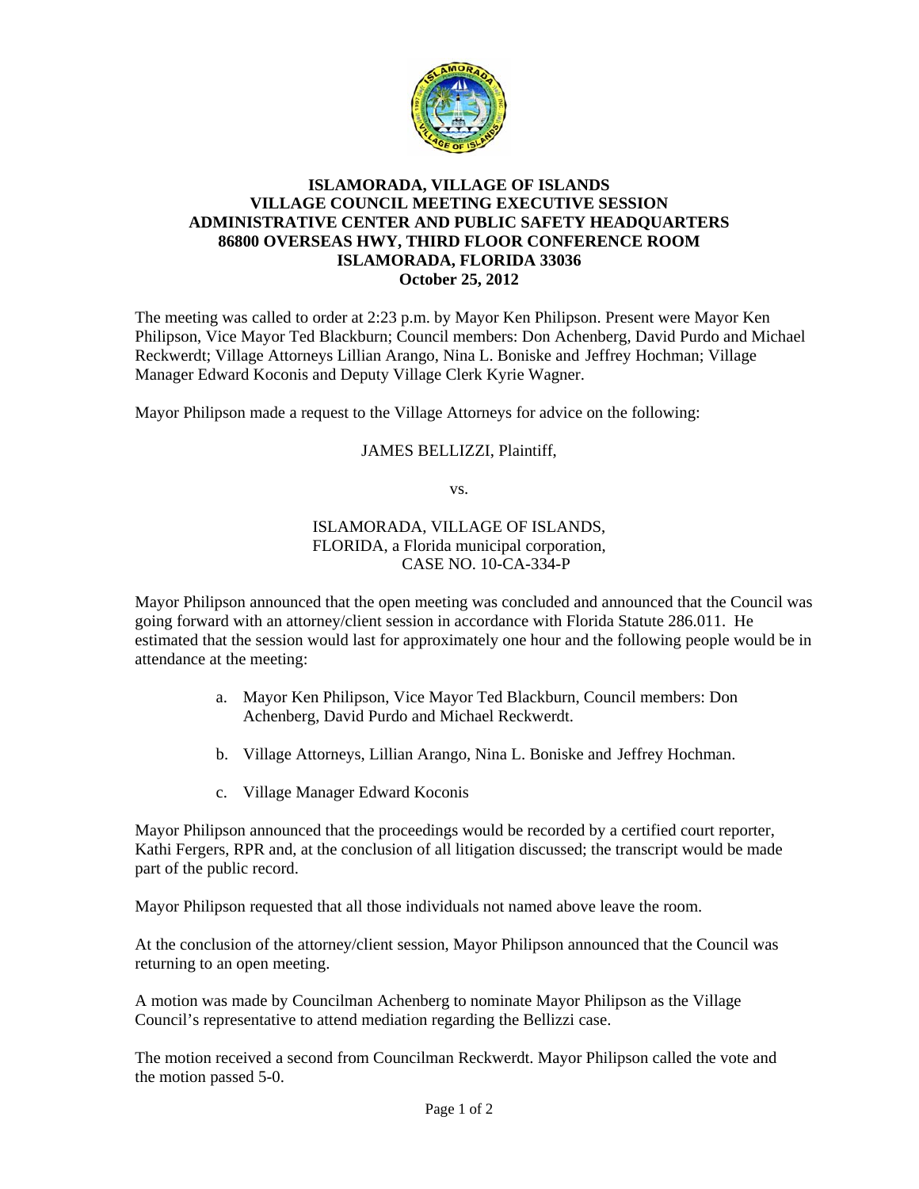# ISLAMORADA, VILLAGE OF ISLANDS
## VILLAGE COUNCIL MEETING EXECUTIVE SESSION
## ADMINISTRATIVE CENTER AND PUBLIC SAFETY HEADQUARTERS
## 86800 OVERSEAS HWY, THIRD FLOOR CONFERENCE ROOM
## ISLAMORADA, FLORIDA 33036
## October 25, 2012

The meeting was called to order at 2:23 p.m. by Mayor Ken Philipson. Present were Mayor Ken Philipson, Vice Mayor Ted Blackburn; Council members: Don Achenberg, David Purdo and Michael Reckwerdt; Village Attorneys Lillian Arango, Nina L. Boniske and Jeffrey Hochman; Village Manager Edward Koconis and Deputy Village Clerk Kyrie Wagner.

Mayor Philipson made a request to the Village Attorneys for advice on the following:

JAMES BELLIZZI, Plaintiff,

vs.

ISLAMORADA, VILLAGE OF ISLANDS,
FLORIDA, a Florida municipal corporation,
CASE NO. 10-CA-334-P

Mayor Philipson announced that the open meeting was concluded and announced that the Council was going forward with an attorney/client session in accordance with Florida Statute 286.011. He estimated that the session would last for approximately one hour and the following people would be in attendance at the meeting:

a. Mayor Ken Philipson, Vice Mayor Ted Blackburn, Council members: Don Achenberg, David Purdo and Michael Reckwerdt.

b. Village Attorneys, Lillian Arango, Nina L. Boniske and Jeffrey Hochman.

c. Village Manager Edward Koconis

Mayor Philipson announced that the proceedings would be recorded by a certified court reporter, Kathi Fergers, RPR and, at the conclusion of all litigation discussed; the transcript would be made part of the public record.

Mayor Philipson requested that all those individuals not named above leave the room.

At the conclusion of the attorney/client session, Mayor Philipson announced that the Council was returning to an open meeting.

A motion was made by Councilman Achenberg to nominate Mayor Philipson as the Village Council's representative to attend mediation regarding the Bellizzi case.

The motion received a second from Councilman Reckwerdt. Mayor Philipson called the vote and the motion passed 5-0.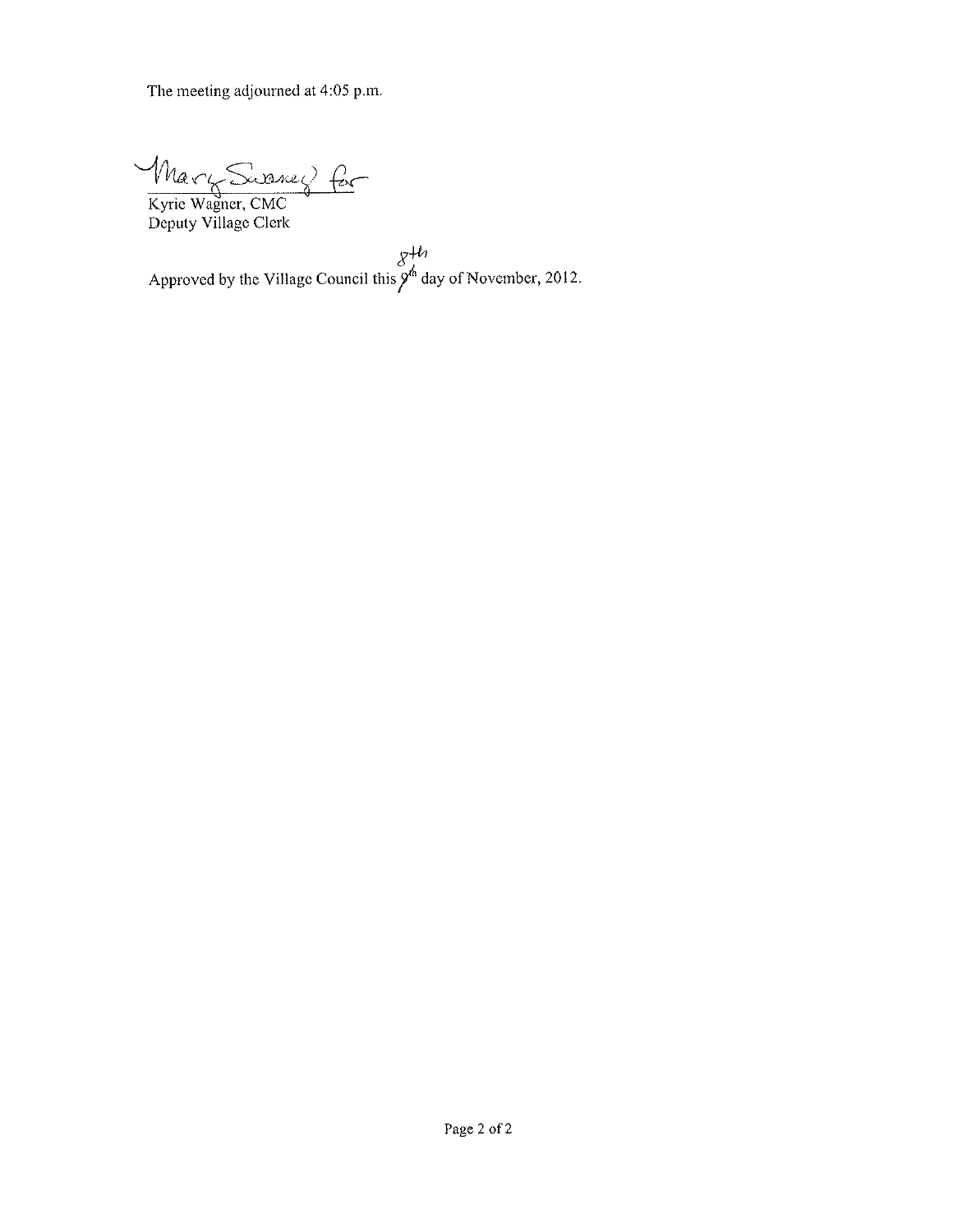The meeting adjourned at 4:05 p.m.

Mary Swaney for

Kyrie Wagner, CMC
Deputy Village Clerk

Approved by the Village Council this 8th day of November, 2012.